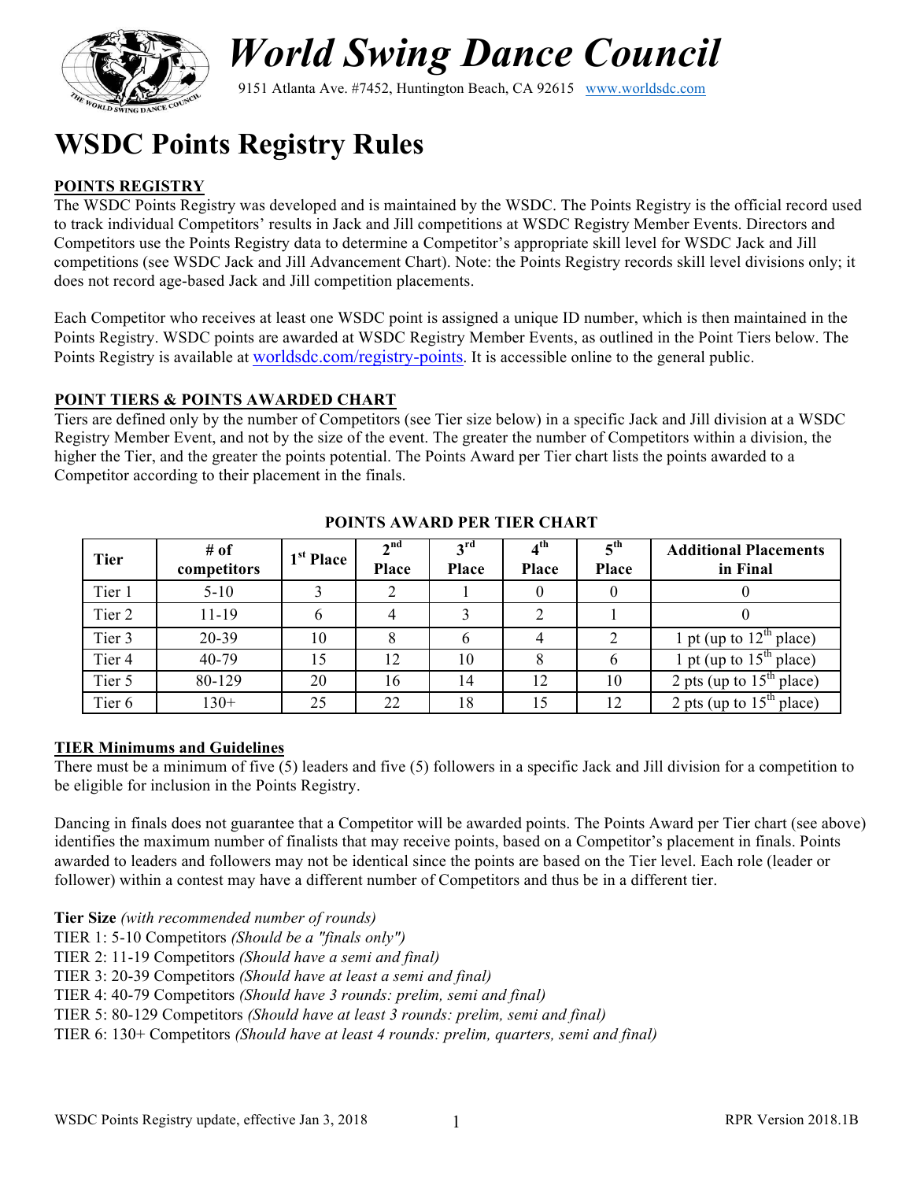# World Swing Dance Council

9151 Atlanta Ave. #7452, Huntington Beach, CA 92615 www.worldsdc.com

# WSDC Points Registry Rules

## POINTS REGISTRY

The WSDC Points Registry was developed and is maintained by the WSDC. The Points Registry is the official record used to track individual Competitors' results in Jack and Jill competitions at WSDC Registry Member Events. Directors and Competitors use the Points Registry data to determine a Competitor's appropriate skill level for WSDC Jack and Jill competitions (see WSDC Jack and Jill Advancement Chart). Note: the Points Registry records skill level divisions only; it does not record age-based Jack and Jill competition placements.

Each Competitor who receives at least one WSDC point is assigned a unique ID number, which is then maintained in the Points Registry. WSDC points are awarded at WSDC Registry Member Events, as outlined in the Point Tiers below. The Points Registry is available at worldsdc.com/registry-points. It is accessible online to the general public.

## POINT TIERS & POINTS AWARDED CHART

Tiers are defined only by the number of Competitors (see Tier size below) in a specific Jack and Jill division at a WSDC Registry Member Event, and not by the size of the event. The greater the number of Competitors within a division, the higher the Tier, and the greater the points potential. The Points Award per Tier chart lists the points awarded to a Competitor according to their placement in the finals.

**POINTS AWARD PER TIER CHART**

| Tier | # of competitors | 1st Place | 2nd Place | 3rd Place | 4th Place | 5th Place | Additional Placements in Final |
|---|---|---|---|---|---|---|---|
| Tier 1 | 5-10 | 3 | 2 | 1 | 0 | 0 | 0 |
| Tier 2 | 11-19 | 6 | 4 | 3 | 2 | 1 | 0 |
| Tier 3 | 20-39 | 10 | 8 | 6 | 4 | 2 | 1 pt (up to 12th place) |
| Tier 4 | 40-79 | 15 | 12 | 10 | 8 | 6 | 1 pt (up to 15th place) |
| Tier 5 | 80-129 | 20 | 16 | 14 | 12 | 10 | 2 pts (up to 15th place) |
| Tier 6 | 130+ | 25 | 22 | 18 | 15 | 12 | 2 pts (up to 15th place) |

## TIER Minimums and Guidelines

There must be a minimum of five (5) leaders and five (5) followers in a specific Jack and Jill division for a competition to be eligible for inclusion in the Points Registry.

Dancing in finals does not guarantee that a Competitor will be awarded points. The Points Award per Tier chart (see above) identifies the maximum number of finalists that may receive points, based on a Competitor's placement in finals. Points awarded to leaders and followers may not be identical since the points are based on the Tier level. Each role (leader or follower) within a contest may have a different number of Competitors and thus be in a different tier.

**Tier Size** *(with recommended number of rounds)*

TIER 1: 5-10 Competitors *(Should be a "finals only")*
TIER 2: 11-19 Competitors *(Should have a semi and final)*
TIER 3: 20-39 Competitors *(Should have at least a semi and final)*
TIER 4: 40-79 Competitors *(Should have 3 rounds: prelim, semi and final)*
TIER 5: 80-129 Competitors *(Should have at least 3 rounds: prelim, semi and final)*
TIER 6: 130+ Competitors *(Should have at least 4 rounds: prelim, quarters, semi and final)*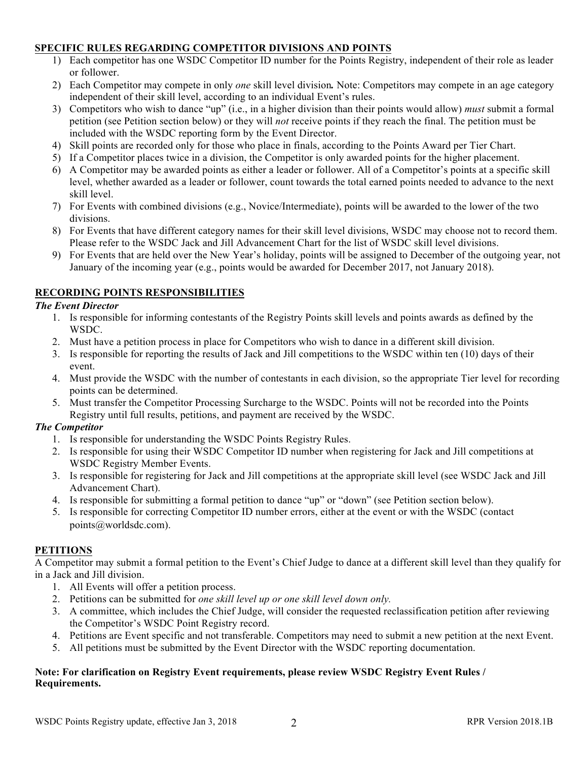## SPECIFIC RULES REGARDING COMPETITOR DIVISIONS AND POINTS

1) Each competitor has one WSDC Competitor ID number for the Points Registry, independent of their role as leader or follower.
2) Each Competitor may compete in only *one* skill level division**.** Note: Competitors may compete in an age category independent of their skill level, according to an individual Event's rules.
3) Competitors who wish to dance "up" (i.e., in a higher division than their points would allow) *must* submit a formal petition (see Petition section below) or they will *not* receive points if they reach the final. The petition must be included with the WSDC reporting form by the Event Director.
4) Skill points are recorded only for those who place in finals, according to the Points Award per Tier Chart.
5) If a Competitor places twice in a division, the Competitor is only awarded points for the higher placement.
6) A Competitor may be awarded points as either a leader or follower. All of a Competitor's points at a specific skill level, whether awarded as a leader or follower, count towards the total earned points needed to advance to the next skill level.
7) For Events with combined divisions (e.g., Novice/Intermediate), points will be awarded to the lower of the two divisions.
8) For Events that have different category names for their skill level divisions, WSDC may choose not to record them. Please refer to the WSDC Jack and Jill Advancement Chart for the list of WSDC skill level divisions.
9) For Events that are held over the New Year's holiday, points will be assigned to December of the outgoing year, not January of the incoming year (e.g., points would be awarded for December 2017, not January 2018).

## RECORDING POINTS RESPONSIBILITIES

***The Event Director***

1. Is responsible for informing contestants of the Registry Points skill levels and points awards as defined by the WSDC.
2. Must have a petition process in place for Competitors who wish to dance in a different skill division.
3. Is responsible for reporting the results of Jack and Jill competitions to the WSDC within ten (10) days of their event.
4. Must provide the WSDC with the number of contestants in each division, so the appropriate Tier level for recording points can be determined.
5. Must transfer the Competitor Processing Surcharge to the WSDC. Points will not be recorded into the Points Registry until full results, petitions, and payment are received by the WSDC.

***The Competitor***

1. Is responsible for understanding the WSDC Points Registry Rules.
2. Is responsible for using their WSDC Competitor ID number when registering for Jack and Jill competitions at WSDC Registry Member Events.
3. Is responsible for registering for Jack and Jill competitions at the appropriate skill level (see WSDC Jack and Jill Advancement Chart).
4. Is responsible for submitting a formal petition to dance "up" or "down" (see Petition section below).
5. Is responsible for correcting Competitor ID number errors, either at the event or with the WSDC (contact points@worldsdc.com).

## PETITIONS

A Competitor may submit a formal petition to the Event's Chief Judge to dance at a different skill level than they qualify for in a Jack and Jill division.

1. All Events will offer a petition process.
2. Petitions can be submitted for *one skill level up or one skill level down only.*
3. A committee, which includes the Chief Judge, will consider the requested reclassification petition after reviewing the Competitor's WSDC Point Registry record.
4. Petitions are Event specific and not transferable. Competitors may need to submit a new petition at the next Event.
5. All petitions must be submitted by the Event Director with the WSDC reporting documentation.

**Note: For clarification on Registry Event requirements, please review WSDC Registry Event Rules / Requirements.**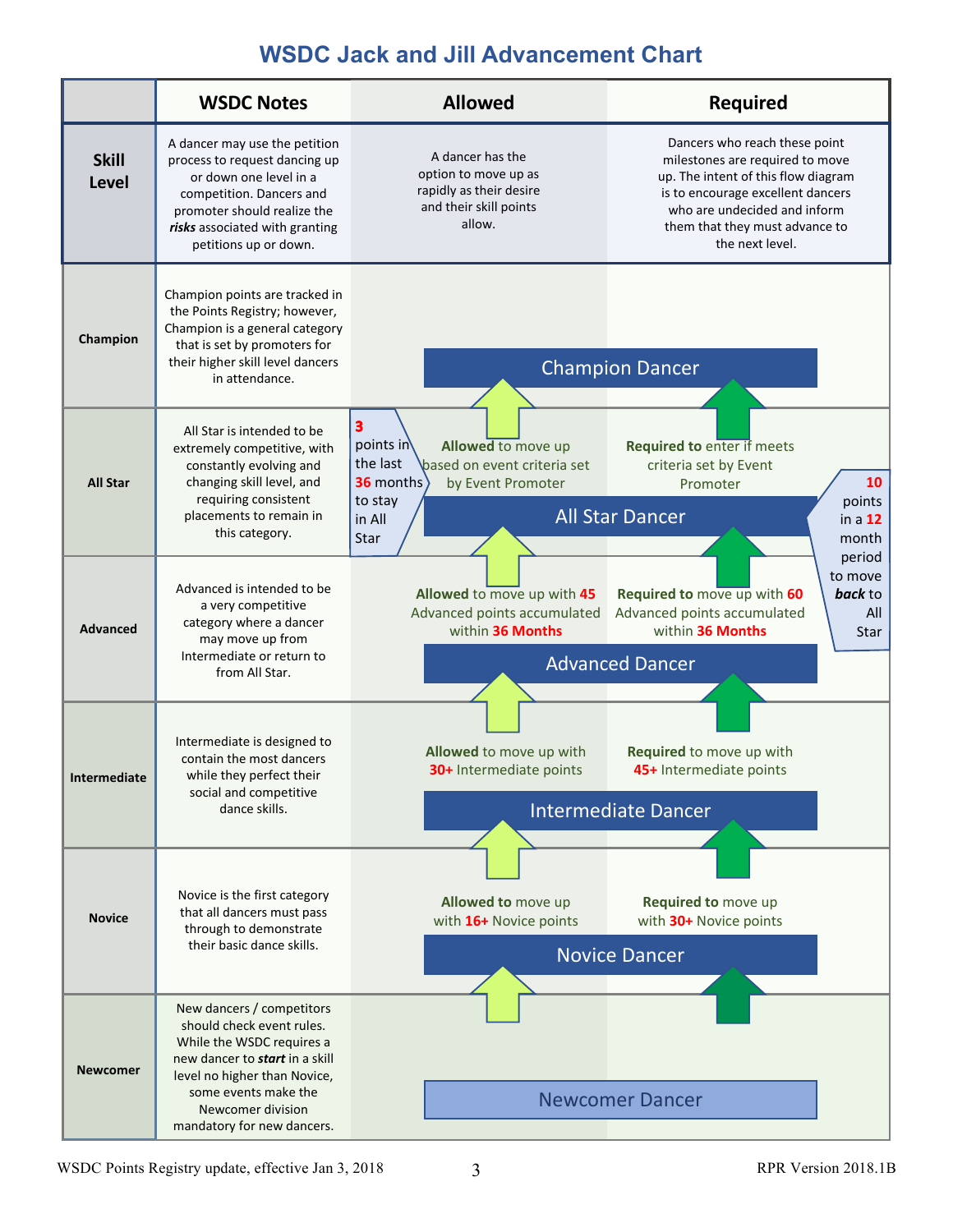# WSDC Jack and Jill Advancement Chart

| | WSDC Notes | Allowed | Required |
|---|---|---|---|
| **Skill Level** | A dancer may use the petition process to request dancing up or down one level in a competition. Dancers and promoter should realize the ***risks*** associated with granting petitions up or down. | A dancer has the option to move up as rapidly as their desire and their skill points allow. | Dancers who reach these point milestones are required to move up. The intent of this flow diagram is to encourage excellent dancers who are undecided and inform them that they must advance to the next level. |
| **Champion** | Champion points are tracked in the Points Registry; however, Champion is a general category that is set by promoters for their higher skill level dancers in attendance. | Champion Dancer | |
| **All Star** | All Star is intended to be extremely competitive, with constantly evolving and changing skill level, and requiring consistent placements to remain in this category. | **Allowed** to move up based on event criteria set by Event Promoter | **Required to** enter if meets criteria set by Event Promoter |
| | | All Star Dancer | |
| **Advanced** | Advanced is intended to be a very competitive category where a dancer may move up from Intermediate or return to from All Star. | **Allowed** to move up with 45 Advanced points accumulated within 36 Months | **Required to** move up with 60 Advanced points accumulated within 36 Months |
| | | Advanced Dancer | |
| **Intermediate** | Intermediate is designed to contain the most dancers while they perfect their social and competitive dance skills. | **Allowed** to move up with 30+ Intermediate points | **Required** to move up with 45+ Intermediate points |
| | | Intermediate Dancer | |
| **Novice** | Novice is the first category that all dancers must pass through to demonstrate their basic dance skills. | **Allowed** to move up with 16+ Novice points | **Required** to move up with 30+ Novice points |
| | | Novice Dancer | |
| **Newcomer** | New dancers / competitors should check event rules. While the WSDC requires a new dancer to ***start*** in a skill level no higher than Novice, some events make the Newcomer division mandatory for new dancers. | Newcomer Dancer | |

3 points in the last 36 months to stay in All Star

10 points in a 12 month period to move ***back*** to All Star

WSDC Points Registry update, effective Jan 3, 2018

RPR Version 2018.1B